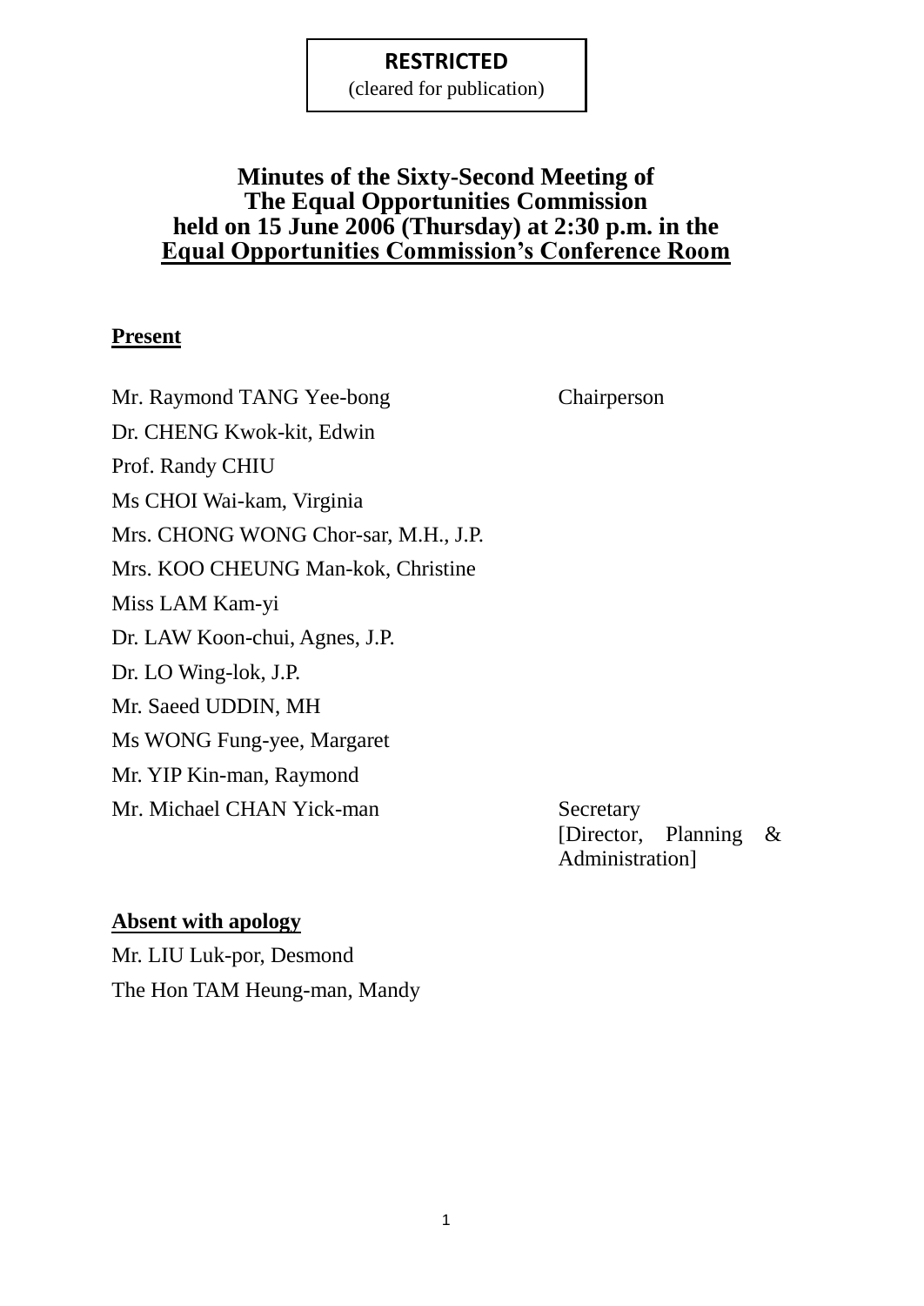**RESTRICTED**
(cleared for publication)

# Minutes of the Sixty-Second Meeting of The Equal Opportunities Commission held on 15 June 2006 (Thursday) at 2:30 p.m. in the Equal Opportunities Commission's Conference Room

## Present

| | |
|---|---|
| Mr. Raymond TANG Yee-bong | Chairperson |
| Dr. CHENG Kwok-kit, Edwin | |
| Prof. Randy CHIU | |
| Ms CHOI Wai-kam, Virginia | |
| Mrs. CHONG WONG Chor-sar, M.H., J.P. | |
| Mrs. KOO CHEUNG Man-kok, Christine | |
| Miss LAM Kam-yi | |
| Dr. LAW Koon-chui, Agnes, J.P. | |
| Dr. LO Wing-lok, J.P. | |
| Mr. Saeed UDDIN, MH | |
| Ms WONG Fung-yee, Margaret | |
| Mr. YIP Kin-man, Raymond | |
| Mr. Michael CHAN Yick-man | Secretary [Director, Planning & Administration] |

## Absent with apology

Mr. LIU Luk-por, Desmond

The Hon TAM Heung-man, Mandy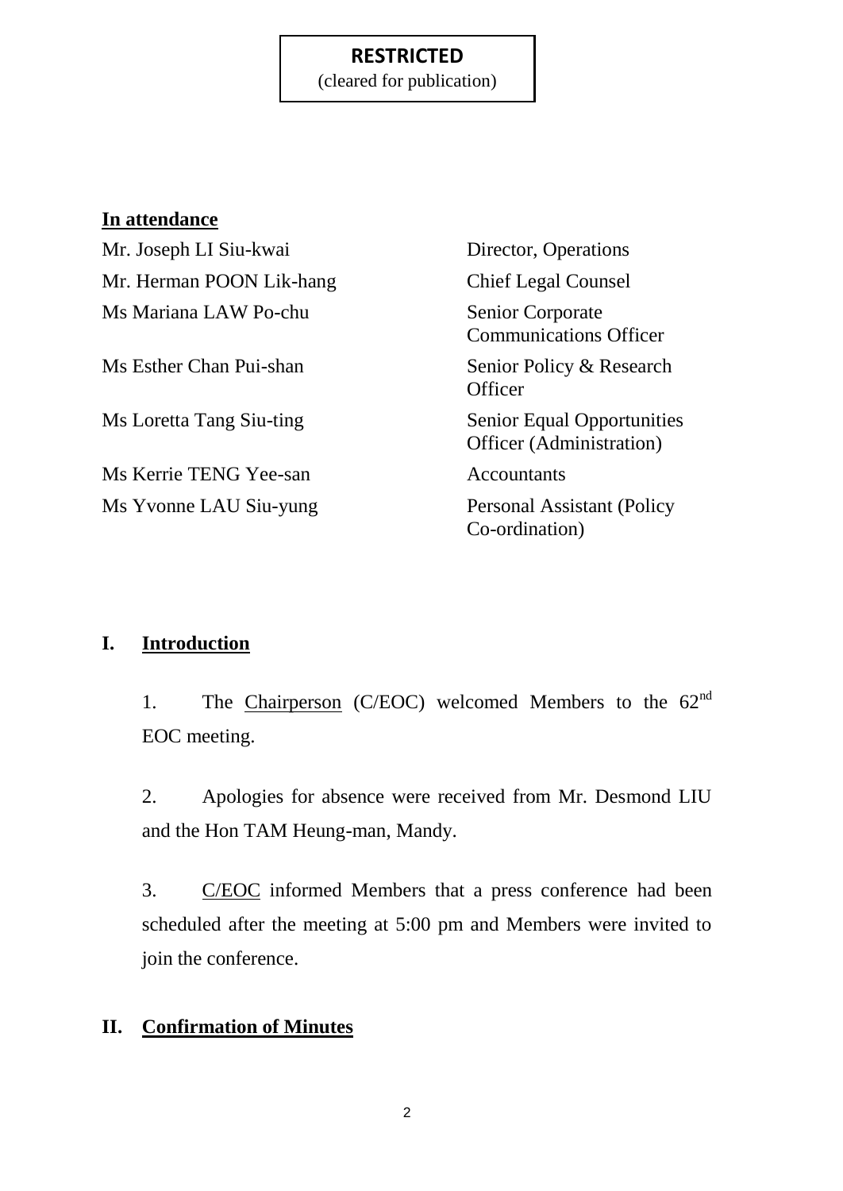**RESTRICTED**
(cleared for publication)

**In attendance**

| | |
|---|---|
| Mr. Joseph LI Siu-kwai | Director, Operations |
| Mr. Herman POON Lik-hang | Chief Legal Counsel |
| Ms Mariana LAW Po-chu | Senior Corporate Communications Officer |
| Ms Esther Chan Pui-shan | Senior Policy & Research Officer |
| Ms Loretta Tang Siu-ting | Senior Equal Opportunities Officer (Administration) |
| Ms Kerrie TENG Yee-san | Accountants |
| Ms Yvonne LAU Siu-yung | Personal Assistant (Policy Co-ordination) |

## I. Introduction

1. The Chairperson (C/EOC) welcomed Members to the 62nd EOC meeting.

2. Apologies for absence were received from Mr. Desmond LIU and the Hon TAM Heung-man, Mandy.

3. C/EOC informed Members that a press conference had been scheduled after the meeting at 5:00 pm and Members were invited to join the conference.

## II. Confirmation of Minutes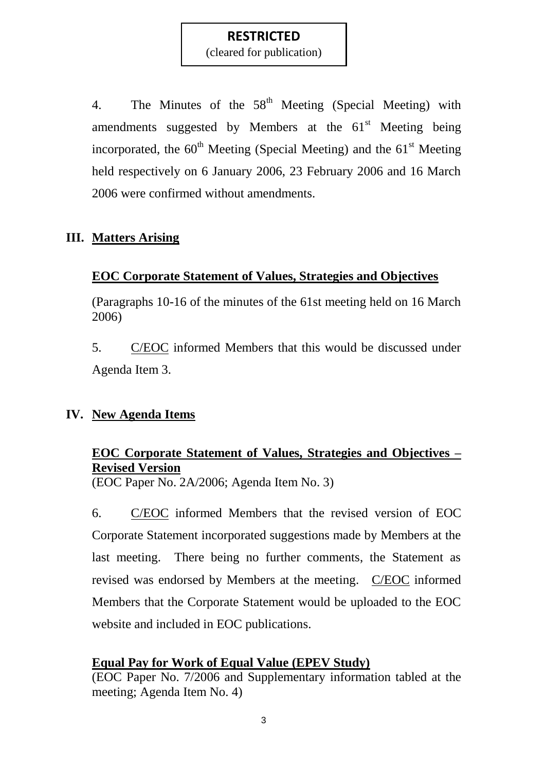**RESTRICTED**
(cleared for publication)

4. The Minutes of the 58th Meeting (Special Meeting) with amendments suggested by Members at the 61st Meeting being incorporated, the 60th Meeting (Special Meeting) and the 61st Meeting held respectively on 6 January 2006, 23 February 2006 and 16 March 2006 were confirmed without amendments.

## III. Matters Arising

### EOC Corporate Statement of Values, Strategies and Objectives

(Paragraphs 10-16 of the minutes of the 61st meeting held on 16 March 2006)

5. C/EOC informed Members that this would be discussed under Agenda Item 3.

## IV. New Agenda Items

### EOC Corporate Statement of Values, Strategies and Objectives – Revised Version

(EOC Paper No. 2A/2006; Agenda Item No. 3)

6. C/EOC informed Members that the revised version of EOC Corporate Statement incorporated suggestions made by Members at the last meeting. There being no further comments, the Statement as revised was endorsed by Members at the meeting. C/EOC informed Members that the Corporate Statement would be uploaded to the EOC website and included in EOC publications.

### Equal Pay for Work of Equal Value (EPEV Study)

(EOC Paper No. 7/2006 and Supplementary information tabled at the meeting; Agenda Item No. 4)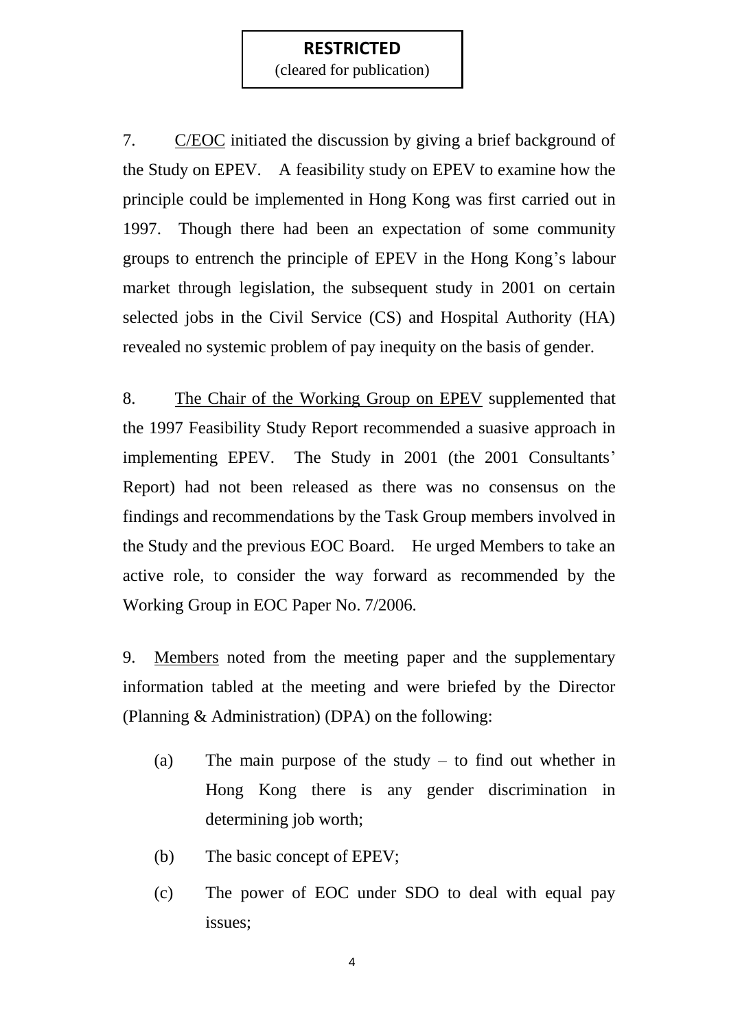**RESTRICTED**
(cleared for publication)

7. C/EOC initiated the discussion by giving a brief background of the Study on EPEV. A feasibility study on EPEV to examine how the principle could be implemented in Hong Kong was first carried out in 1997. Though there had been an expectation of some community groups to entrench the principle of EPEV in the Hong Kong's labour market through legislation, the subsequent study in 2001 on certain selected jobs in the Civil Service (CS) and Hospital Authority (HA) revealed no systemic problem of pay inequity on the basis of gender.

8. The Chair of the Working Group on EPEV supplemented that the 1997 Feasibility Study Report recommended a suasive approach in implementing EPEV. The Study in 2001 (the 2001 Consultants' Report) had not been released as there was no consensus on the findings and recommendations by the Task Group members involved in the Study and the previous EOC Board. He urged Members to take an active role, to consider the way forward as recommended by the Working Group in EOC Paper No. 7/2006.

9. Members noted from the meeting paper and the supplementary information tabled at the meeting and were briefed by the Director (Planning & Administration) (DPA) on the following:

(a) The main purpose of the study – to find out whether in Hong Kong there is any gender discrimination in determining job worth;

(b) The basic concept of EPEV;

(c) The power of EOC under SDO to deal with equal pay issues;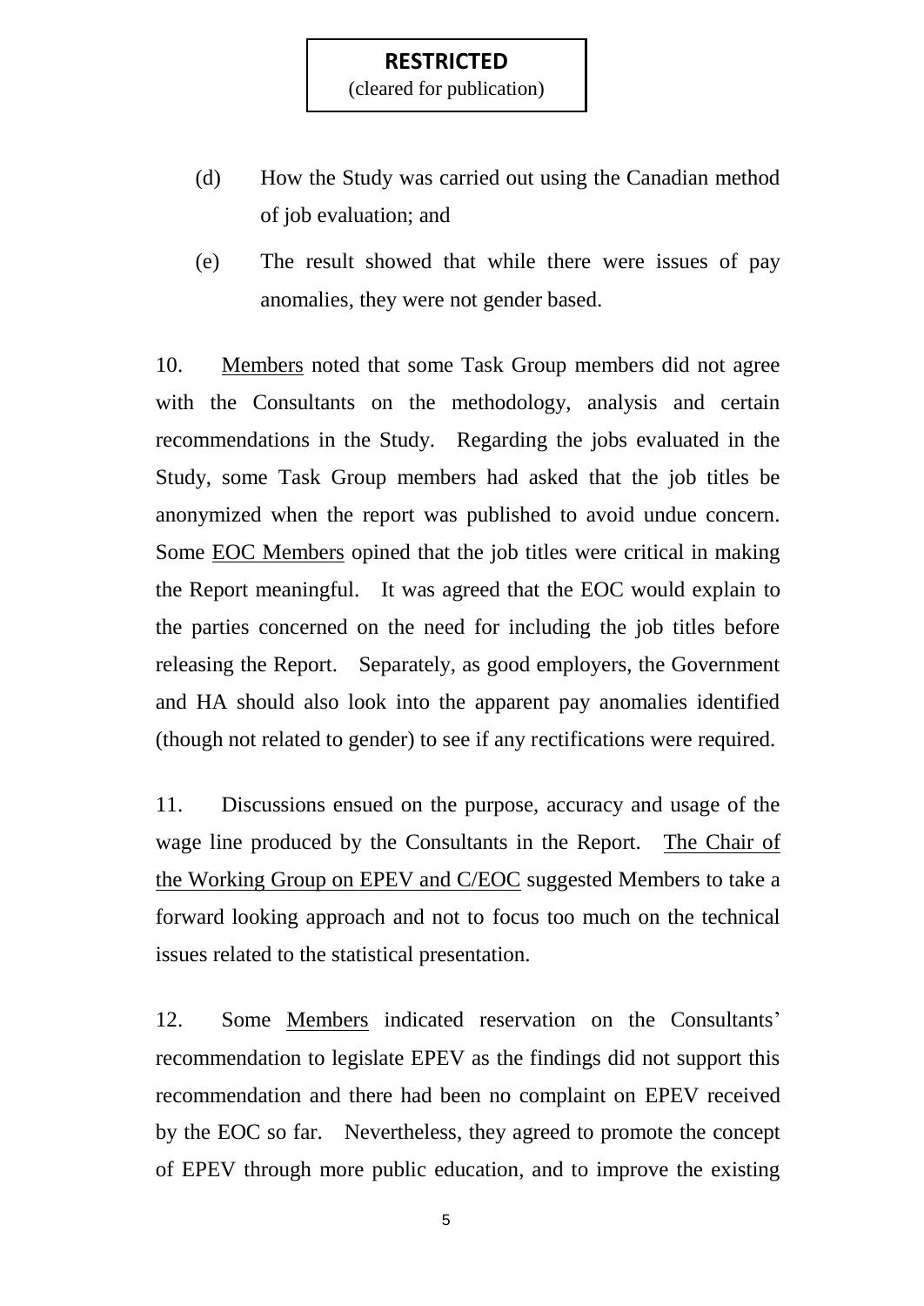(d) How the Study was carried out using the Canadian method of job evaluation; and

(e) The result showed that while there were issues of pay anomalies, they were not gender based.

10. Members noted that some Task Group members did not agree with the Consultants on the methodology, analysis and certain recommendations in the Study. Regarding the jobs evaluated in the Study, some Task Group members had asked that the job titles be anonymized when the report was published to avoid undue concern. Some EOC Members opined that the job titles were critical in making the Report meaningful. It was agreed that the EOC would explain to the parties concerned on the need for including the job titles before releasing the Report. Separately, as good employers, the Government and HA should also look into the apparent pay anomalies identified (though not related to gender) to see if any rectifications were required.

11. Discussions ensued on the purpose, accuracy and usage of the wage line produced by the Consultants in the Report. The Chair of the Working Group on EPEV and C/EOC suggested Members to take a forward looking approach and not to focus too much on the technical issues related to the statistical presentation.

12. Some Members indicated reservation on the Consultants' recommendation to legislate EPEV as the findings did not support this recommendation and there had been no complaint on EPEV received by the EOC so far. Nevertheless, they agreed to promote the concept of EPEV through more public education, and to improve the existing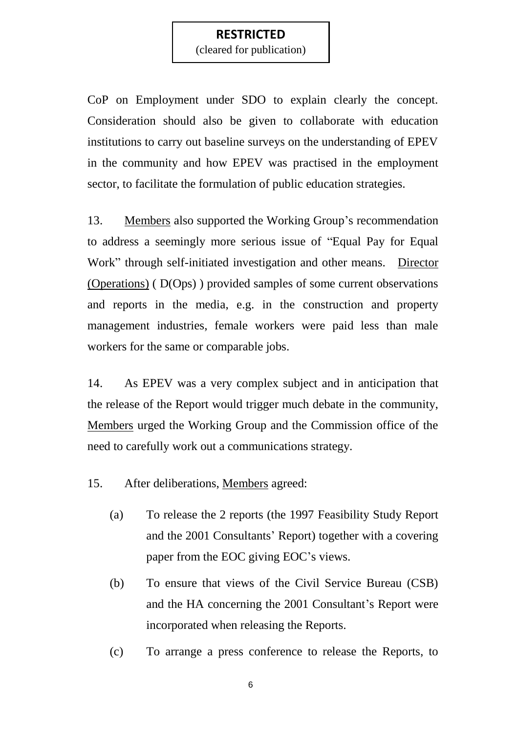**RESTRICTED**
(cleared for publication)

CoP on Employment under SDO to explain clearly the concept. Consideration should also be given to collaborate with education institutions to carry out baseline surveys on the understanding of EPEV in the community and how EPEV was practised in the employment sector, to facilitate the formulation of public education strategies.

13. <u>Members</u> also supported the Working Group's recommendation to address a seemingly more serious issue of "Equal Pay for Equal Work" through self-initiated investigation and other means. <u>Director (Operations)</u> ( D(Ops) ) provided samples of some current observations and reports in the media, e.g. in the construction and property management industries, female workers were paid less than male workers for the same or comparable jobs.

14. As EPEV was a very complex subject and in anticipation that the release of the Report would trigger much debate in the community, <u>Members</u> urged the Working Group and the Commission office of the need to carefully work out a communications strategy.

15. After deliberations, <u>Members</u> agreed:

(a) To release the 2 reports (the 1997 Feasibility Study Report and the 2001 Consultants' Report) together with a covering paper from the EOC giving EOC's views.

(b) To ensure that views of the Civil Service Bureau (CSB) and the HA concerning the 2001 Consultant's Report were incorporated when releasing the Reports.

(c) To arrange a press conference to release the Reports, to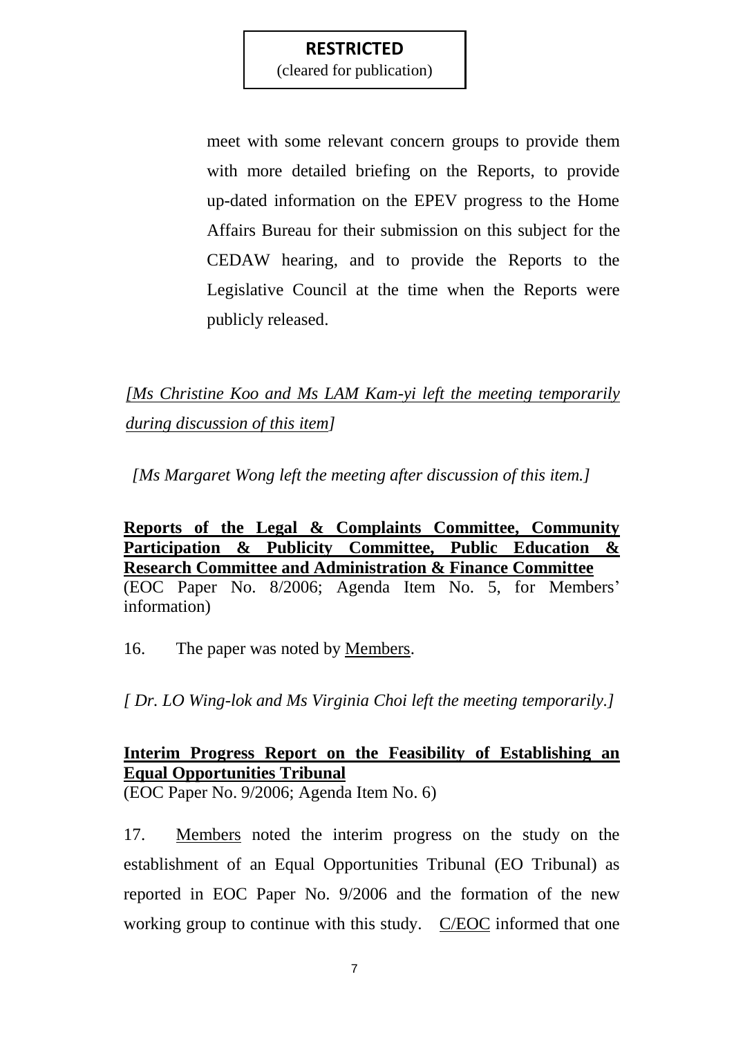**RESTRICTED**
(cleared for publication)

meet with some relevant concern groups to provide them with more detailed briefing on the Reports, to provide up-dated information on the EPEV progress to the Home Affairs Bureau for their submission on this subject for the CEDAW hearing, and to provide the Reports to the Legislative Council at the time when the Reports were publicly released.

*[Ms Christine Koo and Ms LAM Kam-yi left the meeting temporarily during discussion of this item]*

*[Ms Margaret Wong left the meeting after discussion of this item.]*

**Reports of the Legal & Complaints Committee, Community Participation & Publicity Committee, Public Education & Research Committee and Administration & Finance Committee**
(EOC Paper No. 8/2006; Agenda Item No. 5, for Members' information)

16. The paper was noted by Members.

*[ Dr. LO Wing-lok and Ms Virginia Choi left the meeting temporarily.]*

**Interim Progress Report on the Feasibility of Establishing an Equal Opportunities Tribunal**
(EOC Paper No. 9/2006; Agenda Item No. 6)

17. Members noted the interim progress on the study on the establishment of an Equal Opportunities Tribunal (EO Tribunal) as reported in EOC Paper No. 9/2006 and the formation of the new working group to continue with this study. C/EOC informed that one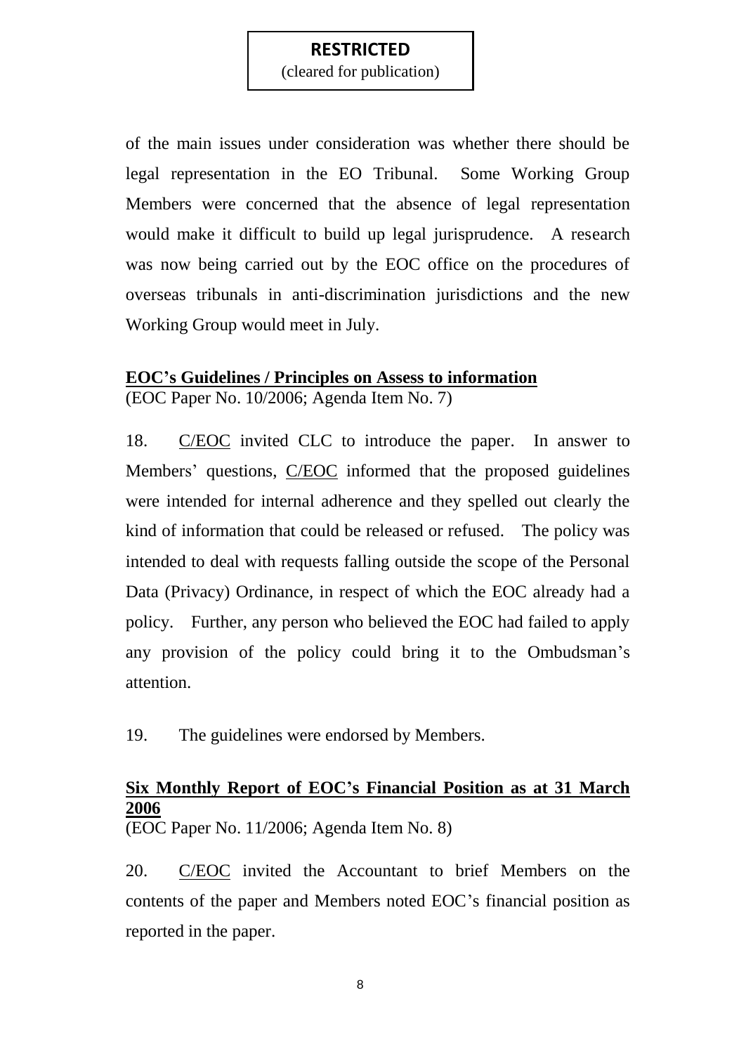**RESTRICTED**
(cleared for publication)

of the main issues under consideration was whether there should be legal representation in the EO Tribunal. Some Working Group Members were concerned that the absence of legal representation would make it difficult to build up legal jurisprudence. A research was now being carried out by the EOC office on the procedures of overseas tribunals in anti-discrimination jurisdictions and the new Working Group would meet in July.

**EOC's Guidelines / Principles on Assess to information**
(EOC Paper No. 10/2006; Agenda Item No. 7)

18. C/EOC invited CLC to introduce the paper. In answer to Members' questions, C/EOC informed that the proposed guidelines were intended for internal adherence and they spelled out clearly the kind of information that could be released or refused. The policy was intended to deal with requests falling outside the scope of the Personal Data (Privacy) Ordinance, in respect of which the EOC already had a policy. Further, any person who believed the EOC had failed to apply any provision of the policy could bring it to the Ombudsman's attention.

19. The guidelines were endorsed by Members.

**Six Monthly Report of EOC's Financial Position as at 31 March 2006**
(EOC Paper No. 11/2006; Agenda Item No. 8)

20. C/EOC invited the Accountant to brief Members on the contents of the paper and Members noted EOC's financial position as reported in the paper.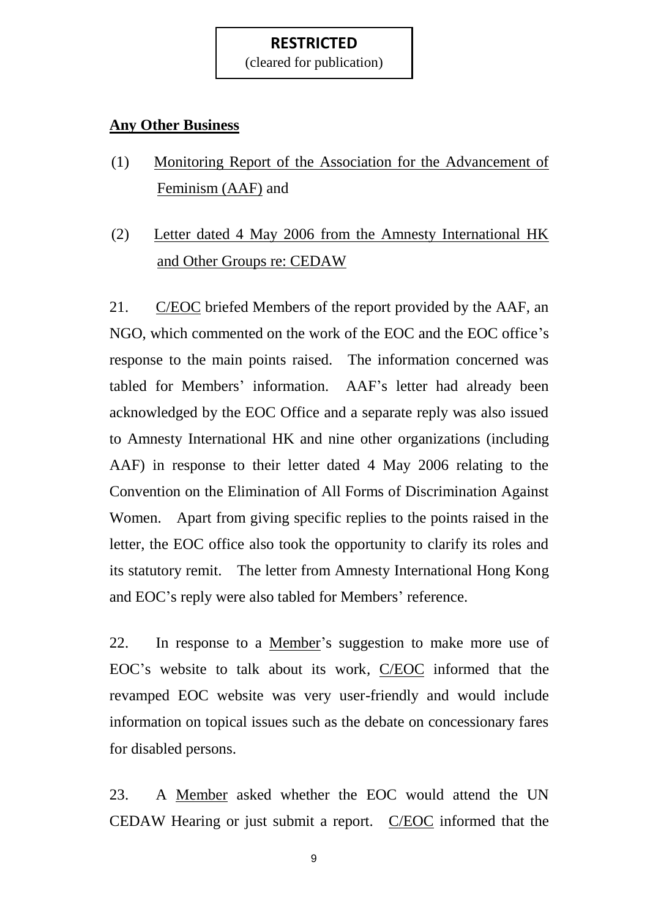**RESTRICTED**
(cleared for publication)

**Any Other Business**

(1) Monitoring Report of the Association for the Advancement of Feminism (AAF) and

(2) Letter dated 4 May 2006 from the Amnesty International HK and Other Groups re: CEDAW

21. C/EOC briefed Members of the report provided by the AAF, an NGO, which commented on the work of the EOC and the EOC office's response to the main points raised. The information concerned was tabled for Members' information. AAF's letter had already been acknowledged by the EOC Office and a separate reply was also issued to Amnesty International HK and nine other organizations (including AAF) in response to their letter dated 4 May 2006 relating to the Convention on the Elimination of All Forms of Discrimination Against Women. Apart from giving specific replies to the points raised in the letter, the EOC office also took the opportunity to clarify its roles and its statutory remit. The letter from Amnesty International Hong Kong and EOC's reply were also tabled for Members' reference.

22. In response to a Member's suggestion to make more use of EOC's website to talk about its work, C/EOC informed that the revamped EOC website was very user-friendly and would include information on topical issues such as the debate on concessionary fares for disabled persons.

23. A Member asked whether the EOC would attend the UN CEDAW Hearing or just submit a report. C/EOC informed that the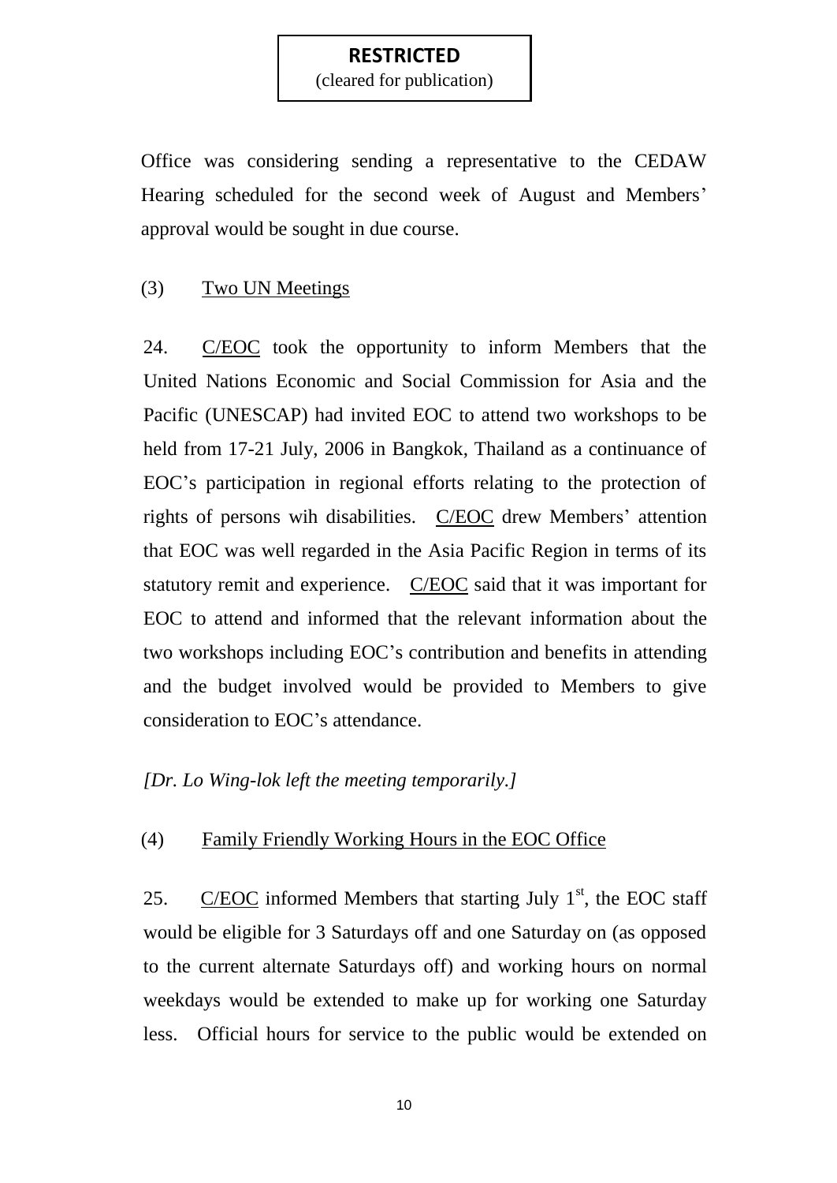**RESTRICTED**
(cleared for publication)

Office was considering sending a representative to the CEDAW Hearing scheduled for the second week of August and Members' approval would be sought in due course.

(3) Two UN Meetings

24. C/EOC took the opportunity to inform Members that the United Nations Economic and Social Commission for Asia and the Pacific (UNESCAP) had invited EOC to attend two workshops to be held from 17-21 July, 2006 in Bangkok, Thailand as a continuance of EOC's participation in regional efforts relating to the protection of rights of persons wih disabilities. C/EOC drew Members' attention that EOC was well regarded in the Asia Pacific Region in terms of its statutory remit and experience. C/EOC said that it was important for EOC to attend and informed that the relevant information about the two workshops including EOC's contribution and benefits in attending and the budget involved would be provided to Members to give consideration to EOC's attendance.

*[Dr. Lo Wing-lok left the meeting temporarily.]*

(4) Family Friendly Working Hours in the EOC Office

25. C/EOC informed Members that starting July 1st, the EOC staff would be eligible for 3 Saturdays off and one Saturday on (as opposed to the current alternate Saturdays off) and working hours on normal weekdays would be extended to make up for working one Saturday less. Official hours for service to the public would be extended on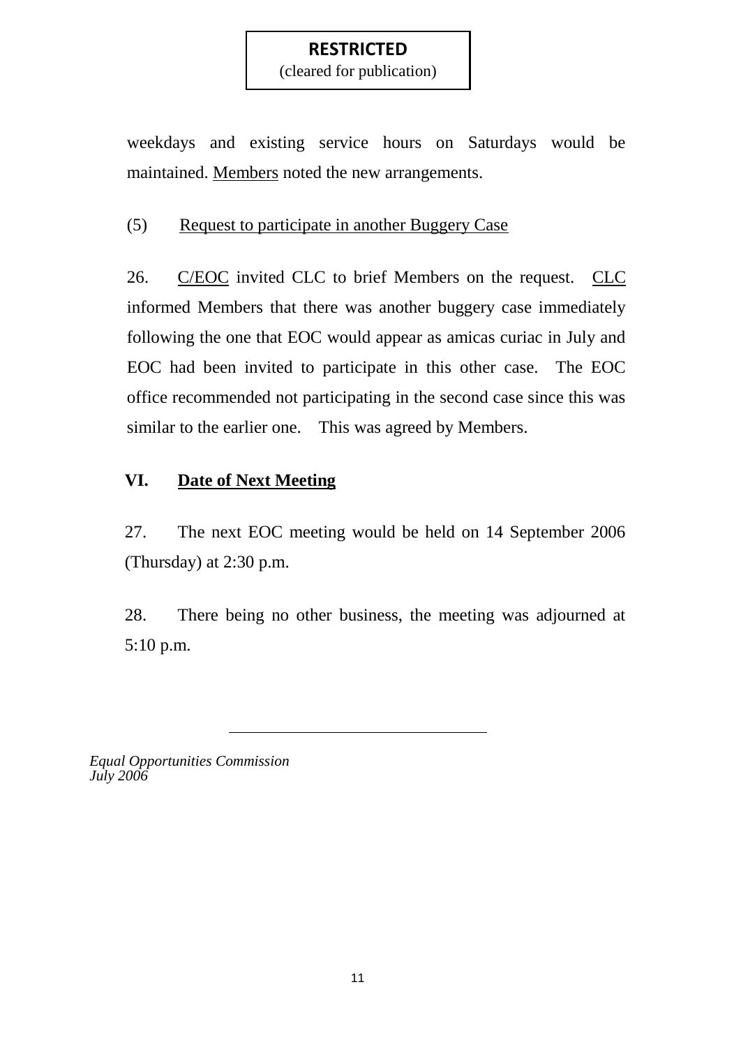**RESTRICTED**
(cleared for publication)

weekdays and existing service hours on Saturdays would be maintained. Members noted the new arrangements.

(5) Request to participate in another Buggery Case

26. C/EOC invited CLC to brief Members on the request. CLC informed Members that there was another buggery case immediately following the one that EOC would appear as amicas curiac in July and EOC had been invited to participate in this other case. The EOC office recommended not participating in the second case since this was similar to the earlier one. This was agreed by Members.

## VI. Date of Next Meeting

27. The next EOC meeting would be held on 14 September 2006 (Thursday) at 2:30 p.m.

28. There being no other business, the meeting was adjourned at 5:10 p.m.

---

*Equal Opportunities Commission*
*July 2006*